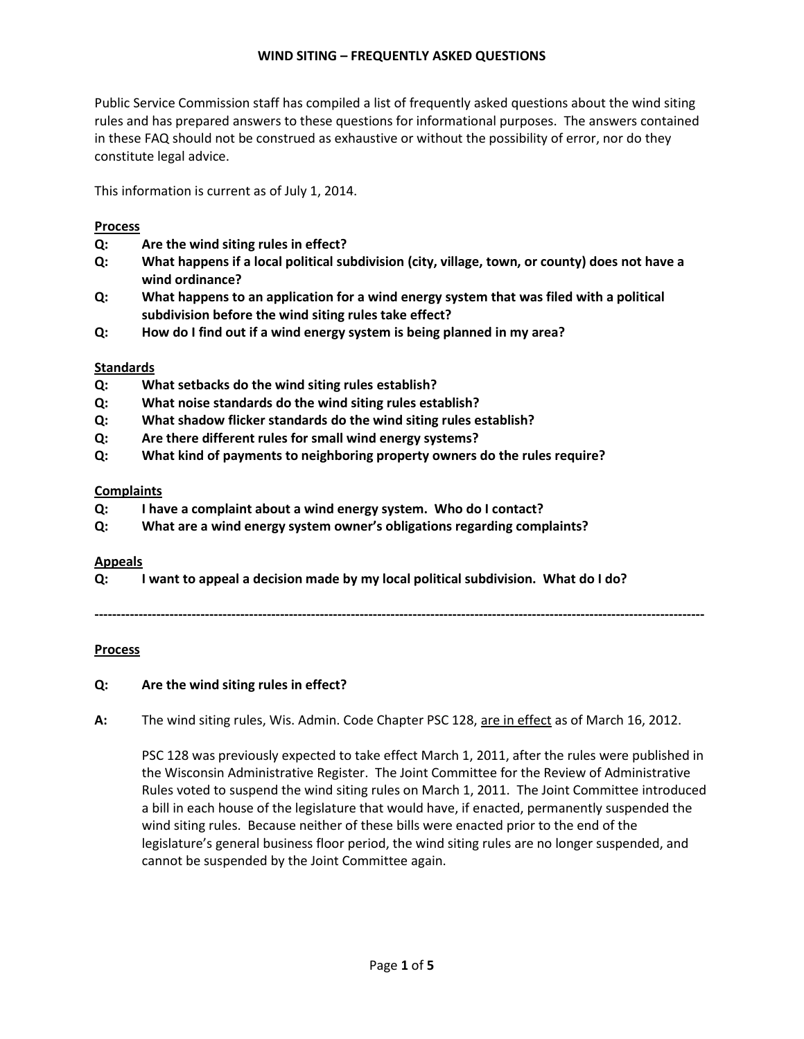# WIND SITING – FREQUENTLY ASKED QUESTIONS

Public Service Commission staff has compiled a list of frequently asked questions about the wind siting rules and has prepared answers to these questions for informational purposes. The answers contained in these FAQ should not be construed as exhaustive or without the possibility of error, nor do they constitute legal advice.

This information is current as of July 1, 2014.

**Process**

**Q: Are the wind siting rules in effect?**

**Q: What happens if a local political subdivision (city, village, town, or county) does not have a wind ordinance?**

**Q: What happens to an application for a wind energy system that was filed with a political subdivision before the wind siting rules take effect?**

**Q: How do I find out if a wind energy system is being planned in my area?**

**Standards**

**Q: What setbacks do the wind siting rules establish?**

**Q: What noise standards do the wind siting rules establish?**

**Q: What shadow flicker standards do the wind siting rules establish?**

**Q: Are there different rules for small wind energy systems?**

**Q: What kind of payments to neighboring property owners do the rules require?**

**Complaints**

**Q: I have a complaint about a wind energy system. Who do I contact?**

**Q: What are a wind energy system owner's obligations regarding complaints?**

**Appeals**

**Q: I want to appeal a decision made by my local political subdivision. What do I do?**

---

## Process

**Q: Are the wind siting rules in effect?**

**A:** The wind siting rules, Wis. Admin. Code Chapter PSC 128, are in effect as of March 16, 2012.

PSC 128 was previously expected to take effect March 1, 2011, after the rules were published in the Wisconsin Administrative Register. The Joint Committee for the Review of Administrative Rules voted to suspend the wind siting rules on March 1, 2011. The Joint Committee introduced a bill in each house of the legislature that would have, if enacted, permanently suspended the wind siting rules. Because neither of these bills were enacted prior to the end of the legislature's general business floor period, the wind siting rules are no longer suspended, and cannot be suspended by the Joint Committee again.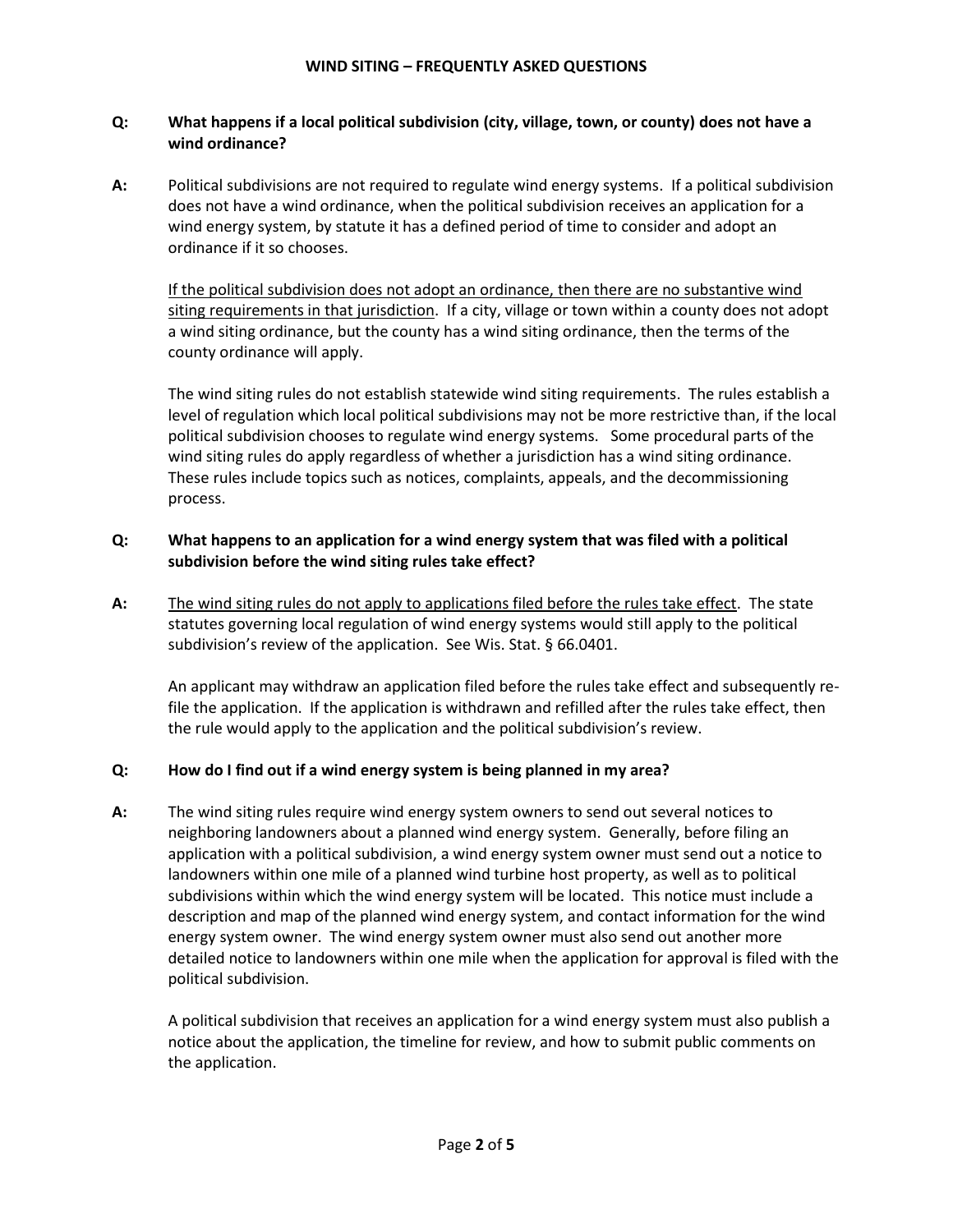**WIND SITING – FREQUENTLY ASKED QUESTIONS**

**Q: What happens if a local political subdivision (city, village, town, or county) does not have a wind ordinance?**

**A:** Political subdivisions are not required to regulate wind energy systems. If a political subdivision does not have a wind ordinance, when the political subdivision receives an application for a wind energy system, by statute it has a defined period of time to consider and adopt an ordinance if it so chooses.

<u>If the political subdivision does not adopt an ordinance, then there are no substantive wind siting requirements in that jurisdiction</u>. If a city, village or town within a county does not adopt a wind siting ordinance, but the county has a wind siting ordinance, then the terms of the county ordinance will apply.

The wind siting rules do not establish statewide wind siting requirements. The rules establish a level of regulation which local political subdivisions may not be more restrictive than, if the local political subdivision chooses to regulate wind energy systems. Some procedural parts of the wind siting rules do apply regardless of whether a jurisdiction has a wind siting ordinance. These rules include topics such as notices, complaints, appeals, and the decommissioning process.

**Q: What happens to an application for a wind energy system that was filed with a political subdivision before the wind siting rules take effect?**

**A:** <u>The wind siting rules do not apply to applications filed before the rules take effect</u>. The state statutes governing local regulation of wind energy systems would still apply to the political subdivision's review of the application. See Wis. Stat. § 66.0401.

An applicant may withdraw an application filed before the rules take effect and subsequently re-file the application. If the application is withdrawn and refilled after the rules take effect, then the rule would apply to the application and the political subdivision's review.

**Q: How do I find out if a wind energy system is being planned in my area?**

**A:** The wind siting rules require wind energy system owners to send out several notices to neighboring landowners about a planned wind energy system. Generally, before filing an application with a political subdivision, a wind energy system owner must send out a notice to landowners within one mile of a planned wind turbine host property, as well as to political subdivisions within which the wind energy system will be located. This notice must include a description and map of the planned wind energy system, and contact information for the wind energy system owner. The wind energy system owner must also send out another more detailed notice to landowners within one mile when the application for approval is filed with the political subdivision.

A political subdivision that receives an application for a wind energy system must also publish a notice about the application, the timeline for review, and how to submit public comments on the application.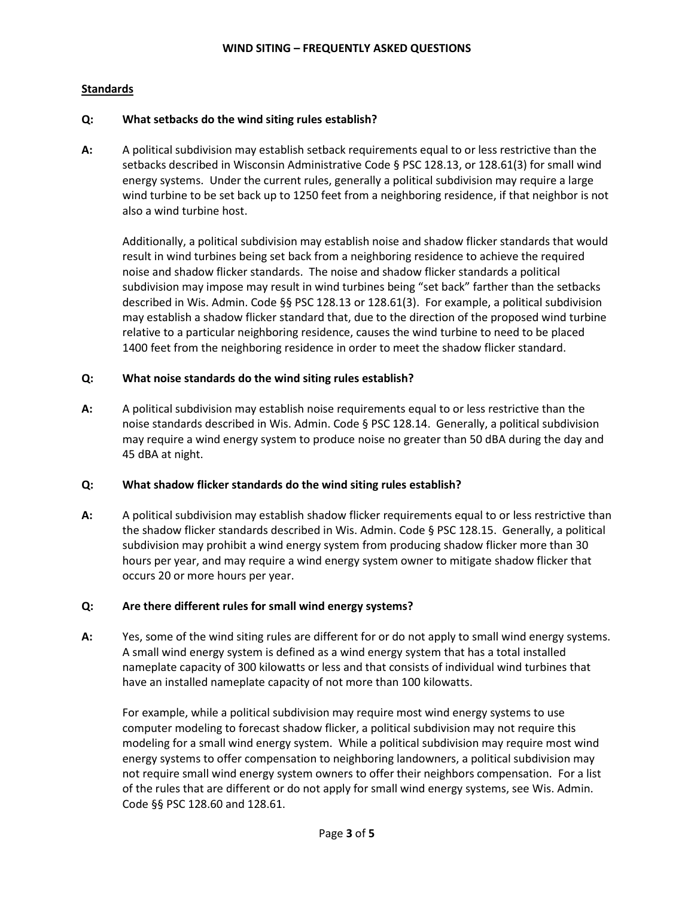**Standards**

**Q: What setbacks do the wind siting rules establish?**

**A:** A political subdivision may establish setback requirements equal to or less restrictive than the setbacks described in Wisconsin Administrative Code § PSC 128.13, or 128.61(3) for small wind energy systems. Under the current rules, generally a political subdivision may require a large wind turbine to be set back up to 1250 feet from a neighboring residence, if that neighbor is not also a wind turbine host.

Additionally, a political subdivision may establish noise and shadow flicker standards that would result in wind turbines being set back from a neighboring residence to achieve the required noise and shadow flicker standards. The noise and shadow flicker standards a political subdivision may impose may result in wind turbines being "set back" farther than the setbacks described in Wis. Admin. Code §§ PSC 128.13 or 128.61(3). For example, a political subdivision may establish a shadow flicker standard that, due to the direction of the proposed wind turbine relative to a particular neighboring residence, causes the wind turbine to need to be placed 1400 feet from the neighboring residence in order to meet the shadow flicker standard.

**Q: What noise standards do the wind siting rules establish?**

**A:** A political subdivision may establish noise requirements equal to or less restrictive than the noise standards described in Wis. Admin. Code § PSC 128.14. Generally, a political subdivision may require a wind energy system to produce noise no greater than 50 dBA during the day and 45 dBA at night.

**Q: What shadow flicker standards do the wind siting rules establish?**

**A:** A political subdivision may establish shadow flicker requirements equal to or less restrictive than the shadow flicker standards described in Wis. Admin. Code § PSC 128.15. Generally, a political subdivision may prohibit a wind energy system from producing shadow flicker more than 30 hours per year, and may require a wind energy system owner to mitigate shadow flicker that occurs 20 or more hours per year.

**Q: Are there different rules for small wind energy systems?**

**A:** Yes, some of the wind siting rules are different for or do not apply to small wind energy systems. A small wind energy system is defined as a wind energy system that has a total installed nameplate capacity of 300 kilowatts or less and that consists of individual wind turbines that have an installed nameplate capacity of not more than 100 kilowatts.

For example, while a political subdivision may require most wind energy systems to use computer modeling to forecast shadow flicker, a political subdivision may not require this modeling for a small wind energy system. While a political subdivision may require most wind energy systems to offer compensation to neighboring landowners, a political subdivision may not require small wind energy system owners to offer their neighbors compensation. For a list of the rules that are different or do not apply for small wind energy systems, see Wis. Admin. Code §§ PSC 128.60 and 128.61.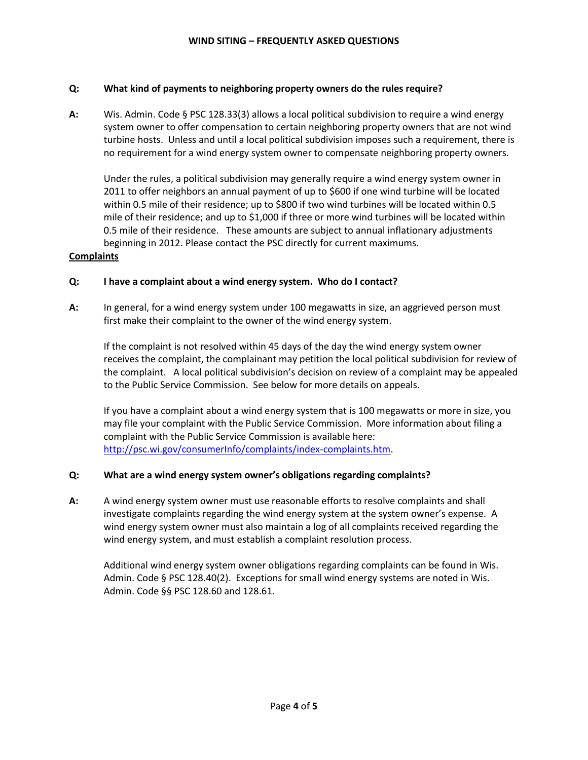**Q: What kind of payments to neighboring property owners do the rules require?**

**A:** Wis. Admin. Code § PSC 128.33(3) allows a local political subdivision to require a wind energy system owner to offer compensation to certain neighboring property owners that are not wind turbine hosts. Unless and until a local political subdivision imposes such a requirement, there is no requirement for a wind energy system owner to compensate neighboring property owners.

Under the rules, a political subdivision may generally require a wind energy system owner in 2011 to offer neighbors an annual payment of up to $600 if one wind turbine will be located within 0.5 mile of their residence; up to $800 if two wind turbines will be located within 0.5 mile of their residence; and up to $1,000 if three or more wind turbines will be located within 0.5 mile of their residence. These amounts are subject to annual inflationary adjustments beginning in 2012. Please contact the PSC directly for current maximums.

## Complaints

**Q: I have a complaint about a wind energy system. Who do I contact?**

**A:** In general, for a wind energy system under 100 megawatts in size, an aggrieved person must first make their complaint to the owner of the wind energy system.

If the complaint is not resolved within 45 days of the day the wind energy system owner receives the complaint, the complainant may petition the local political subdivision for review of the complaint. A local political subdivision's decision on review of a complaint may be appealed to the Public Service Commission. See below for more details on appeals.

If you have a complaint about a wind energy system that is 100 megawatts or more in size, you may file your complaint with the Public Service Commission. More information about filing a complaint with the Public Service Commission is available here: [http://psc.wi.gov/consumerInfo/complaints/index-complaints.htm](http://psc.wi.gov/consumerInfo/complaints/index-complaints.htm).

**Q: What are a wind energy system owner's obligations regarding complaints?**

**A:** A wind energy system owner must use reasonable efforts to resolve complaints and shall investigate complaints regarding the wind energy system at the system owner's expense. A wind energy system owner must also maintain a log of all complaints received regarding the wind energy system, and must establish a complaint resolution process.

Additional wind energy system owner obligations regarding complaints can be found in Wis. Admin. Code § PSC 128.40(2). Exceptions for small wind energy systems are noted in Wis. Admin. Code §§ PSC 128.60 and 128.61.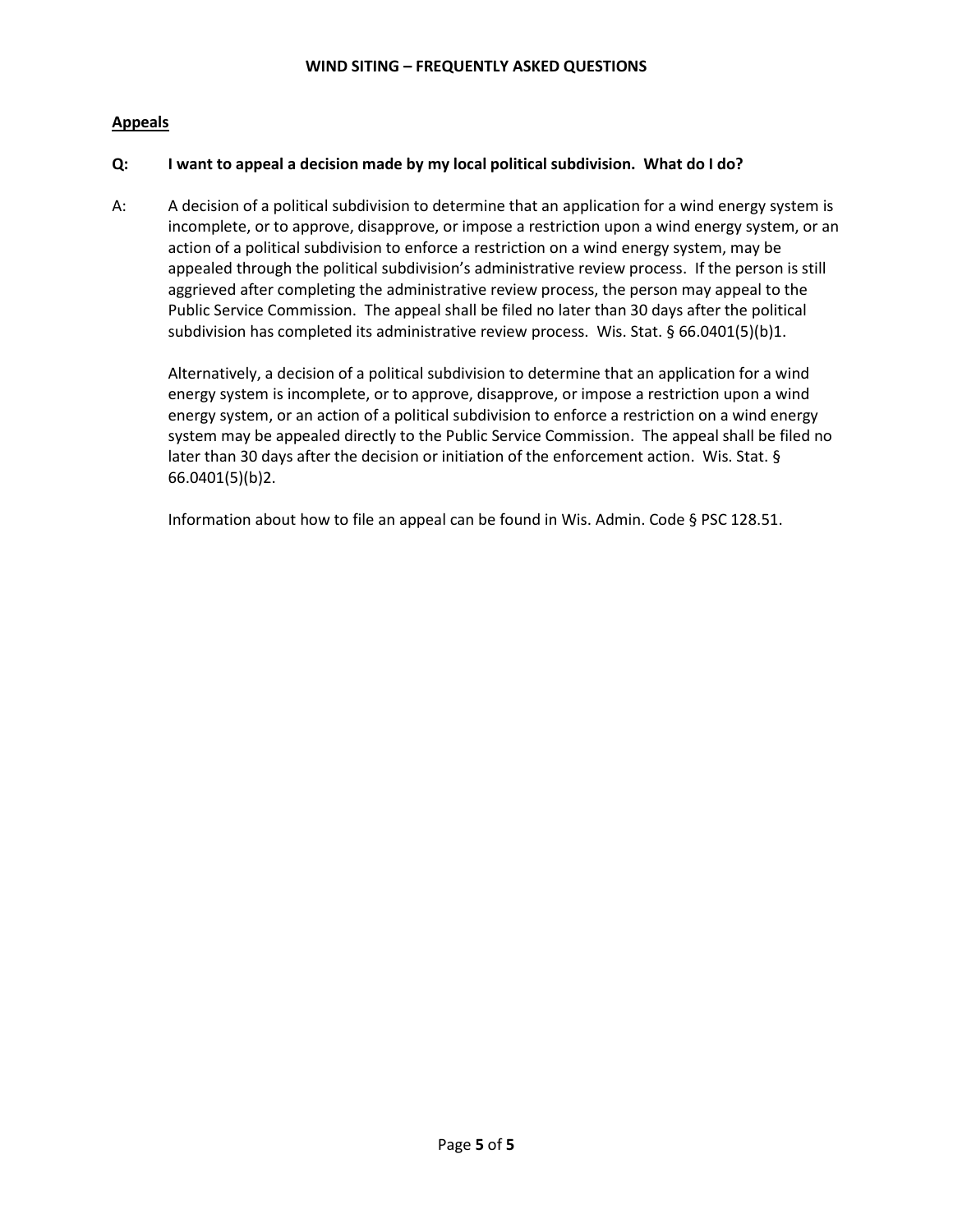## Appeals

**Q: I want to appeal a decision made by my local political subdivision. What do I do?**

A: A decision of a political subdivision to determine that an application for a wind energy system is incomplete, or to approve, disapprove, or impose a restriction upon a wind energy system, or an action of a political subdivision to enforce a restriction on a wind energy system, may be appealed through the political subdivision's administrative review process. If the person is still aggrieved after completing the administrative review process, the person may appeal to the Public Service Commission. The appeal shall be filed no later than 30 days after the political subdivision has completed its administrative review process. Wis. Stat. § 66.0401(5)(b)1.

Alternatively, a decision of a political subdivision to determine that an application for a wind energy system is incomplete, or to approve, disapprove, or impose a restriction upon a wind energy system, or an action of a political subdivision to enforce a restriction on a wind energy system may be appealed directly to the Public Service Commission. The appeal shall be filed no later than 30 days after the decision or initiation of the enforcement action. Wis. Stat. § 66.0401(5)(b)2.

Information about how to file an appeal can be found in Wis. Admin. Code § PSC 128.51.